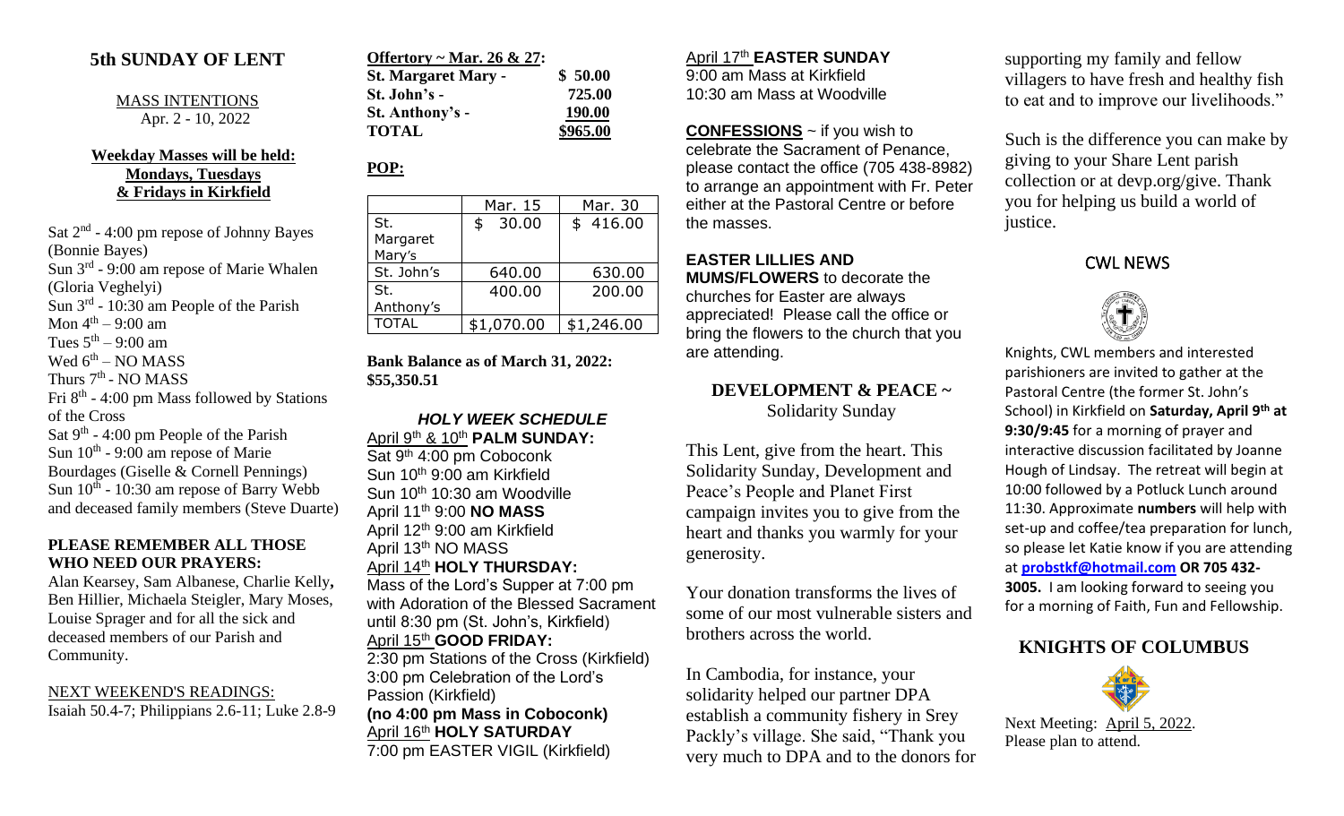## 5th SUNDAY OF LENT

MASS INTENTIONS
Apr. 2 - 10, 2022

**Weekday Masses will be held: Mondays, Tuesdays & Fridays in Kirkfield**

Sat 2nd - 4:00 pm repose of Johnny Bayes (Bonnie Bayes)
Sun 3rd - 9:00 am repose of Marie Whalen (Gloria Veghelyi)
Sun 3rd - 10:30 am People of the Parish
Mon 4th – 9:00 am
Tues 5th – 9:00 am
Wed 6th – NO MASS
Thurs 7th - NO MASS
Fri 8th - 4:00 pm Mass followed by Stations of the Cross
Sat 9th - 4:00 pm People of the Parish
Sun 10th - 9:00 am repose of Marie Bourdages (Giselle & Cornell Pennings)
Sun 10th - 10:30 am repose of Barry Webb and deceased family members (Steve Duarte)

**PLEASE REMEMBER ALL THOSE WHO NEED OUR PRAYERS:**
Alan Kearsey, Sam Albanese, Charlie Kelly, Ben Hillier, Michaela Steigler, Mary Moses, Louise Sprager and for all the sick and deceased members of our Parish and Community.

NEXT WEEKEND'S READINGS:
Isaiah 50.4-7; Philippians 2.6-11; Luke 2.8-9

**Offertory ~ Mar. 26 & 27:**

| | |
|---|---|
| **St. Margaret Mary -** | **$ 50.00** |
| **St. John's -** | **725.00** |
| **St. Anthony's -** | **190.00** |
| **TOTAL** | **$965.00** |

**POP:**

| | Mar. 15 | Mar. 30 |
|---|---|---|
| St. Margaret Mary's | $ 30.00 | $ 416.00 |
| St. John's | 640.00 | 630.00 |
| St. Anthony's | 400.00 | 200.00 |
| TOTAL | $1,070.00 | $1,246.00 |

**Bank Balance as of March 31, 2022: $55,350.51**

***HOLY WEEK SCHEDULE***

April 9th & 10th **PALM SUNDAY:**
Sat 9th 4:00 pm Coboconk
Sun 10th 9:00 am Kirkfield
Sun 10th 10:30 am Woodville
April 11th 9:00 **NO MASS**
April 12th 9:00 am Kirkfield
April 13th NO MASS
April 14th **HOLY THURSDAY:**
Mass of the Lord's Supper at 7:00 pm with Adoration of the Blessed Sacrament until 8:30 pm (St. John's, Kirkfield)
April 15th **GOOD FRIDAY:**
2:30 pm Stations of the Cross (Kirkfield)
3:00 pm Celebration of the Lord's Passion (Kirkfield)
**(no 4:00 pm Mass in Coboconk)**
April 16th **HOLY SATURDAY**
7:00 pm EASTER VIGIL (Kirkfield)

April 17th **EASTER SUNDAY**
9:00 am Mass at Kirkfield
10:30 am Mass at Woodville

**CONFESSIONS** ~ if you wish to celebrate the Sacrament of Penance, please contact the office (705 438-8982) to arrange an appointment with Fr. Peter either at the Pastoral Centre or before the masses.

**EASTER LILLIES AND MUMS/FLOWERS** to decorate the churches for Easter are always appreciated! Please call the office or bring the flowers to the church that you are attending.

**DEVELOPMENT & PEACE ~**
Solidarity Sunday

This Lent, give from the heart. This Solidarity Sunday, Development and Peace's People and Planet First campaign invites you to give from the heart and thanks you warmly for your generosity.

Your donation transforms the lives of some of our most vulnerable sisters and brothers across the world.

In Cambodia, for instance, your solidarity helped our partner DPA establish a community fishery in Srey Packly's village. She said, "Thank you very much to DPA and to the donors for supporting my family and fellow villagers to have fresh and healthy fish to eat and to improve our livelihoods."

Such is the difference you can make by giving to your Share Lent parish collection or at devp.org/give. Thank you for helping us build a world of justice.

## CWL NEWS

Knights, CWL members and interested parishioners are invited to gather at the Pastoral Centre (the former St. John's School) in Kirkfield on **Saturday, April 9th at 9:30/9:45** for a morning of prayer and interactive discussion facilitated by Joanne Hough of Lindsay. The retreat will begin at 10:00 followed by a Potluck Lunch around 11:30. Approximate **numbers** will help with set-up and coffee/tea preparation for lunch, so please let Katie know if you are attending at **probstkf@hotmail.com OR 705 432-3005.** I am looking forward to seeing you for a morning of Faith, Fun and Fellowship.

## KNIGHTS OF COLUMBUS

Next Meeting: April 5, 2022.
Please plan to attend.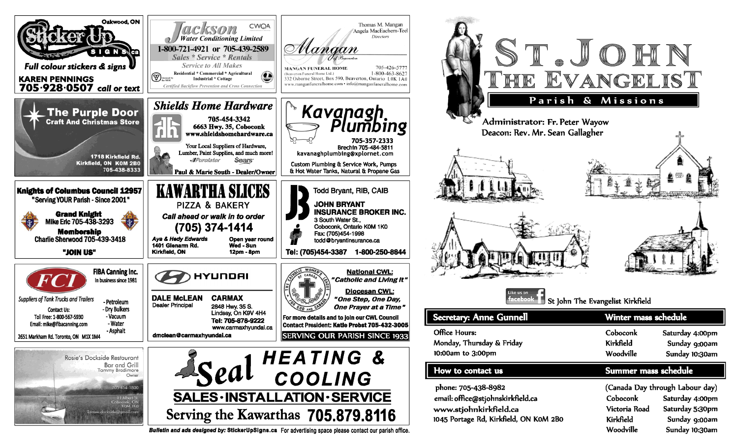Oakwood, ON

**Sticker Up SIGNS.ca**

*Full colour stickers & signs*

**KAREN PENNINGS**
**705·928·0507** *call or text*

---

**Jackson Water Conditioning Limited** CWQA

1-800-721-4921 or 705-439-2589

*Sales * Service * Rentals*

*Service to All Makes*

Residential * Commercial * Agricultural
Industrial * Cottage

*Certified Backflow Prevention and Cross Connection*

---

Thomas M. Mangan
Angela MacEachern-Teel
*Directors*

**Mangan** *of Beaverton*

MANGAN FUNERAL HOME (Beaverton Funeral Home Ltd.)
705-426-5777
1-800-463-8627
332 Osborne Street, Box 590, Beaverton, Ontario L0K 1A0
www.manganfuneralhome.com • info@manganfuneralhome.com

---

**The Purple Door**
**Craft And Christmas Store**

1718 Kirkfield Rd.
Kirkfield, ON K0M 2B0
705-438-8333

---

**Shields Home Hardware**

705-454-3342
6663 Hwy. 35, Coboconk
www.shieldshomehardware.ca

Your Local Suppliers of Hardware, Lumber, Paint Supplies, and much more!

Purolator Sears

**Paul & Marie South - Dealer/Owner**

---

**Kavanagh Plumbing**

705-357-2333
Brechin 705-484-5811
kavanaghplumbing@xplornet.com

Custom Plumbing & Service Work, Pumps & Hot Water Tanks, Natural & Propane Gas

---

**Knights of Columbus Council 12957**
**"Serving YOUR Parish - Since 2001"**

**Grand Knight**
Mike Eric 705-438-3293

**Membership**
Charlie Sherwood 705-439-3418

**"JOIN US"**

---

**KAWARTHA SLICES**
PIZZA & BAKERY

*Call ahead or walk in to order*

**(705) 374-1414**

*Aya & Hedy Edwards*
1401 Glenarm Rd.
Kirkfield, ON

*Open year round*
Wed - Sun
12pm - 8pm

---

Todd Bryant, RIB, CAIB

**JOHN BRYANT INSURANCE BROKER INC.**
3 South Water St.,
Coboconk, Ontario K0M 1K0
Fax: (705)454-1998
todd@bryantinsurance.ca

Tel: (705)454-3387 1-800-250-8844

---

**FCI** **FIBA Canning Inc.**
In business since 1981

*Suppliers of Tank Trucks and Trailers*

- Petroleum
- Dry Bulkers
- Vacuum
- Water
- Asphalt

Contact Us:
Toll Free: 1-800-567-5930
Email: mike@fibacanning.com

2651 Markham Rd. Toronto, ON M1X 1M4

---

**HYUNDAI**

**DALE McLEAN**
Dealer Principal

**CARMAX**
2848 Hwy. 35 S.
Lindsay, On K9V 4H4
**Tel: 705-878-9222**
www.carmaxhyundai.ca

dmclean@carmaxhyundai.ca

---

**National CWL:**
*"Catholic and Living It"*

**Diocesan CWL:**
*"One Step, One Day, One Prayer at a Time"*

For more details and to join our CWL Council Contact President: Katie Probst 705-432-3005

SERVING OUR PARISH SINCE 1933

---

Rosie's Dockside Restaurant
Bar and Grill
Tammy Brodmore
Owner

705-454-1800

11 Albert St.
Coboconk, ON
K0M 1K0
Tamms.dockside@gmail.com

---

**Seal HEATING & COOLING**

**SALES·INSTALLATION·SERVICE**

Serving the Kawarthas **705.879.8116**

---

*Bulletin and ads designed by: StickerUpSigns.ca* For advertising space please contact our parish office.

---

# ST. JOHN THE EVANGELIST

## Parish & Missions

Administrator: Fr. Peter Wayow
Deacon: Rev. Mr. Sean Gallagher

Like us on facebook — St John The Evangelist Kirkfield

## Secretary: Anne Gunnell

Office Hours:
Monday, Thursday & Friday
10:00am to 3:00pm

## How to contact us

phone: 705-438-8982
email: office@stjohnskirkfield.ca
www.stjohnkirkfield.ca
1045 Portage Rd, Kirkfield, ON K0M 2B0

## Winter mass schedule

| | |
|---|---|
| Coboconk | Saturday 4:00pm |
| Kirkfield | Sunday 9:00am |
| Woodville | Sunday 10:30am |

## Summer mass schedule

(Canada Day through Labour day)

| | |
|---|---|
| Coboconk | Saturday 4:00pm |
| Victoria Road | Saturday 5:30pm |
| Kirkfield | Sunday 9:00am |
| Woodville | Sunday 10:30am |